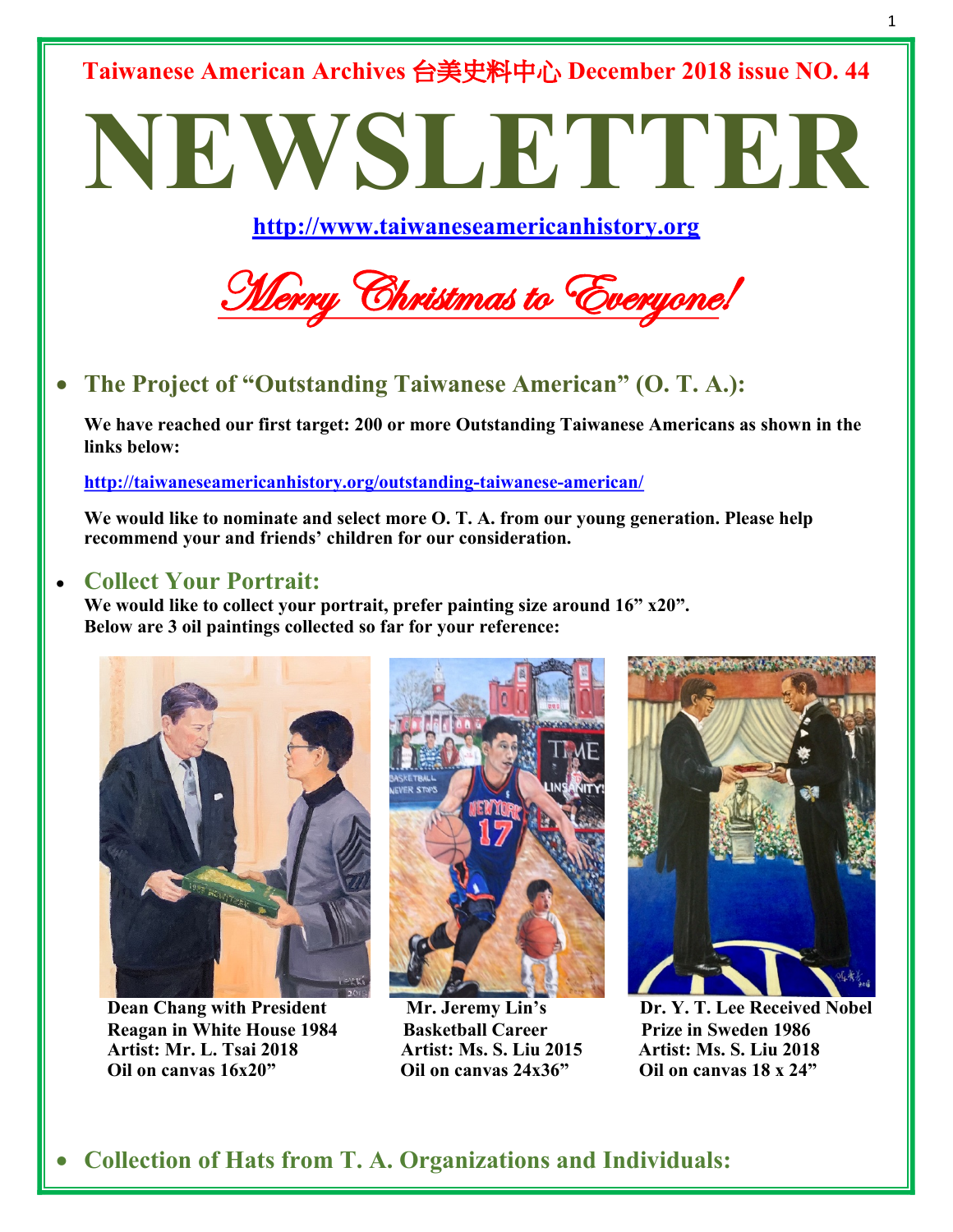Taiwanese American Archives 台美史料中心 December 2018 issue NO. 44

# NEWSLETTER

http://www.taiwaneseamericanhistory.org

*Merry Christmas to Everyone!*

- ## The Project of "Outstanding Taiwanese American" (O. T. A.):

**We have reached our first target: 200 or more Outstanding Taiwanese Americans as shown in the links below:**

http://taiwaneseamericanhistory.org/outstanding-taiwanese-american/

**We would like to nominate and select more O. T. A. from our young generation. Please help recommend your and friends' children for our consideration.**

- ## Collect Your Portrait:

**We would like to collect your portrait, prefer painting size around 16" x20". Below are 3 oil paintings collected so far for your reference:**

**Dean Chang with President Reagan in White House 1984**
**Artist: Mr. L. Tsai 2018**
**Oil on canvas 16x20"**

**Mr. Jeremy Lin's Basketball Career**
**Artist: Ms. S. Liu 2015**
**Oil on canvas 24x36"**

**Dr. Y. T. Lee Received Nobel Prize in Sweden 1986**
**Artist: Ms. S. Liu 2018**
**Oil on canvas 18 x 24"**

- ## Collection of Hats from T. A. Organizations and Individuals: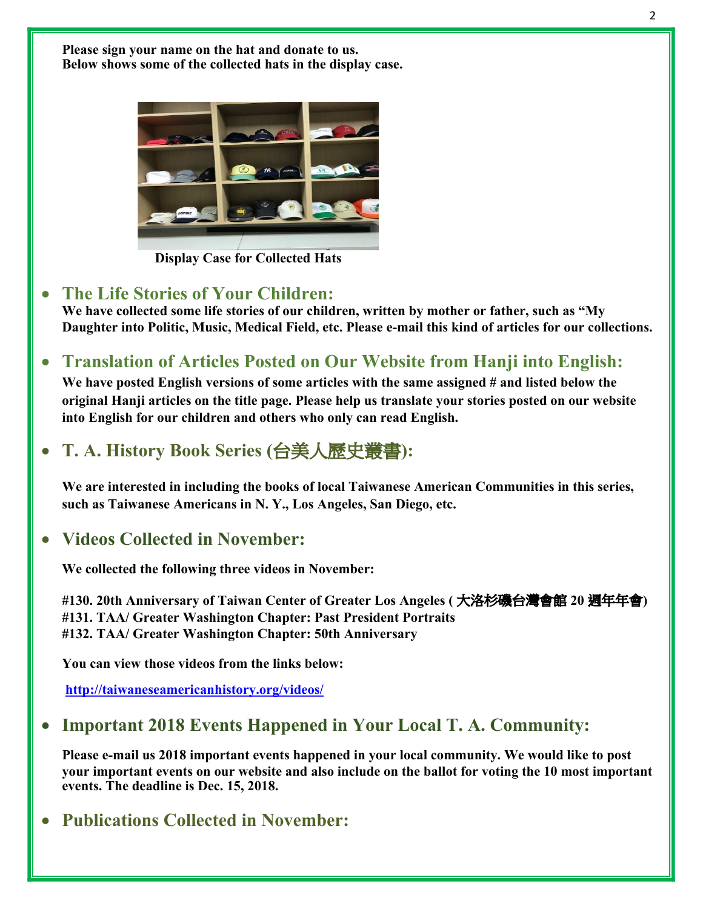**Please sign your name on the hat and donate to us.**
**Below shows some of the collected hats in the display case.**

**Display Case for Collected Hats**

- ### The Life Stories of Your Children:

  **We have collected some life stories of our children, written by mother or father, such as "My Daughter into Politic, Music, Medical Field, etc. Please e-mail this kind of articles for our collections.**

- ### Translation of Articles Posted on Our Website from Hanji into English:

  **We have posted English versions of some articles with the same assigned # and listed below the original Hanji articles on the title page. Please help us translate your stories posted on our website into English for our children and others who only can read English.**

- ### T. A. History Book Series (台美人歷史叢書):

  **We are interested in including the books of local Taiwanese American Communities in this series, such as Taiwanese Americans in N. Y., Los Angeles, San Diego, etc.**

- ### Videos Collected in November:

  **We collected the following three videos in November:**

  **#130. 20th Anniversary of Taiwan Center of Greater Los Angeles ( 大洛杉磯台灣會館 20 週年年會)**
  **#131. TAA/ Greater Washington Chapter: Past President Portraits**
  **#132. TAA/ Greater Washington Chapter: 50th Anniversary**

  **You can view those videos from the links below:**

  [http://taiwaneseamericanhistory.org/videos/](http://taiwaneseamericanhistory.org/videos/)

- ### Important 2018 Events Happened in Your Local T. A. Community:

  **Please e-mail us 2018 important events happened in your local community. We would like to post your important events on our website and also include on the ballot for voting the 10 most important events. The deadline is Dec. 15, 2018.**

- ### Publications Collected in November: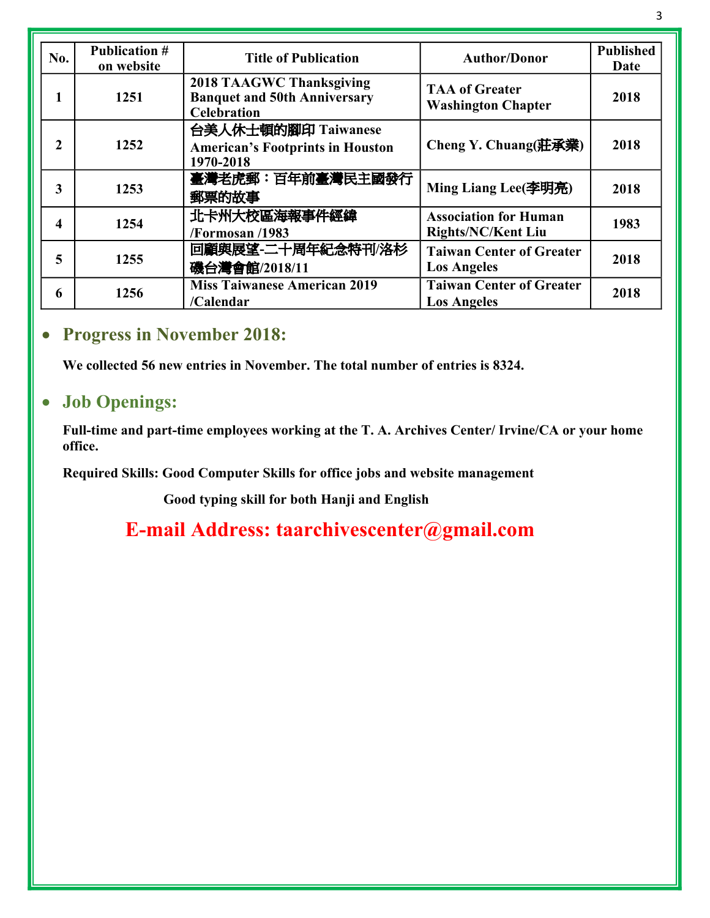| No. | Publication # on website | Title of Publication | Author/Donor | Published Date |
| --- | --- | --- | --- | --- |
| 1 | 1251 | 2018 TAAGWC Thanksgiving Banquet and 50th Anniversary Celebration | TAA of Greater Washington Chapter | 2018 |
| 2 | 1252 | 台美人休士頓的腳印 Taiwanese American's Footprints in Houston 1970-2018 | Cheng Y. Chuang(莊承業) | 2018 |
| 3 | 1253 | 臺灣老虎郵：百年前臺灣民主國發行郵票的故事 | Ming Liang Lee(李明亮) | 2018 |
| 4 | 1254 | 北卡州大校區海報事件經緯 /Formosan /1983 | Association for Human Rights/NC/Kent Liu | 1983 |
| 5 | 1255 | 回顧與展望-二十周年紀念特刊/洛杉磯台灣會館/2018/11 | Taiwan Center of Greater Los Angeles | 2018 |
| 6 | 1256 | Miss Taiwanese American 2019 /Calendar | Taiwan Center of Greater Los Angeles | 2018 |

- ## Progress in November 2018:

**We collected 56 new entries in November. The total number of entries is 8324.**

- ## Job Openings:

**Full-time and part-time employees working at the T. A. Archives Center/ Irvine/CA or your home office.**

**Required Skills: Good Computer Skills for office jobs and website management**

**Good typing skill for both Hanji and English**

## E-mail Address: taarchivescenter@gmail.com